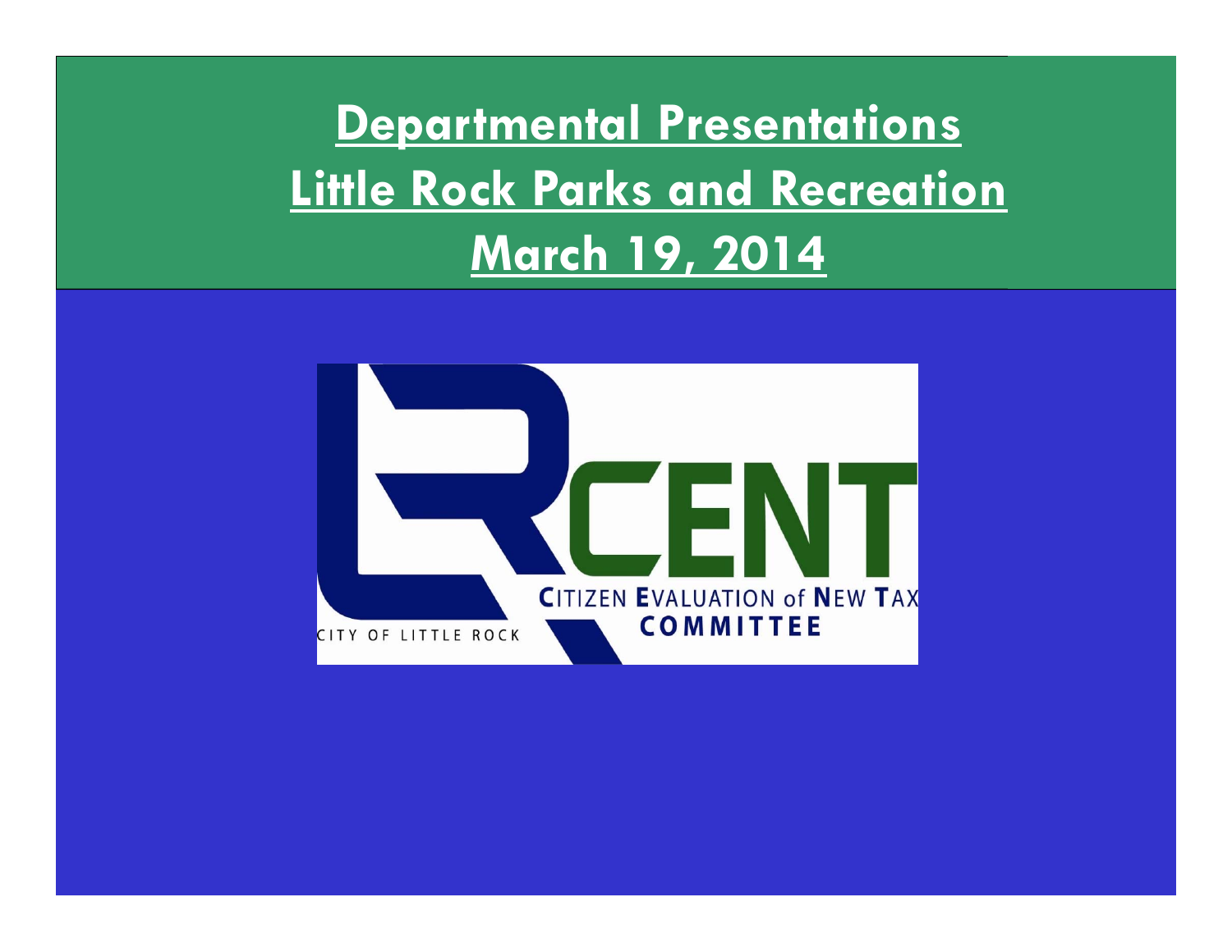# Departmental Presentations
# Little Rock Parks and Recreation
# March 19, 2014

LRCENT

CITIZEN EVALUATION of NEW TAX COMMITTEE

CITY OF LITTLE ROCK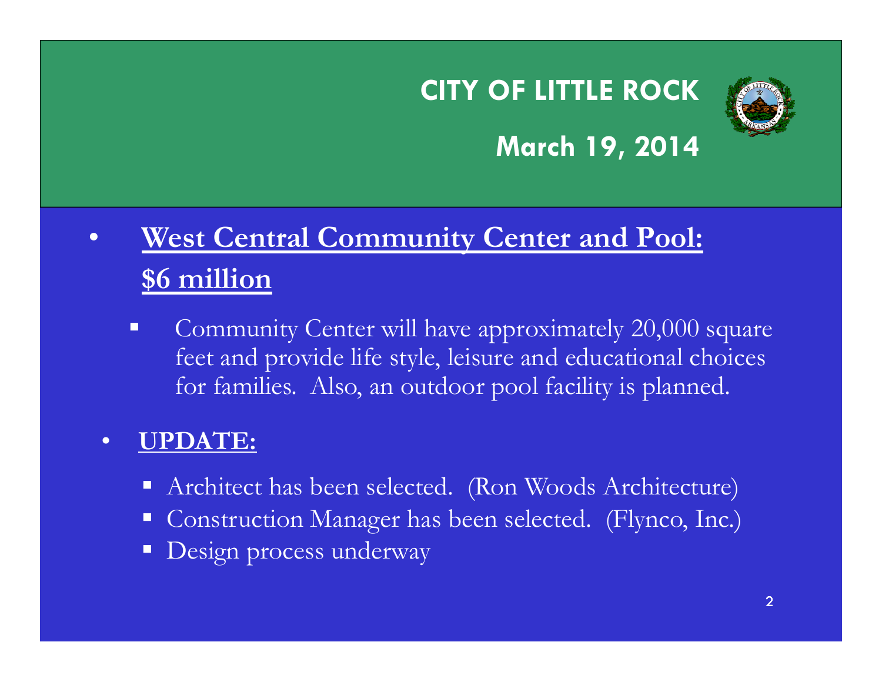# CITY OF LITTLE ROCK

## March 19, 2014

- **West Central Community Center and Pool: $6 million**
  - Community Center will have approximately 20,000 square feet and provide life style, leisure and educational choices for families. Also, an outdoor pool facility is planned.

- **UPDATE:**
  - Architect has been selected. (Ron Woods Architecture)
  - Construction Manager has been selected. (Flynco, Inc.)
  - Design process underway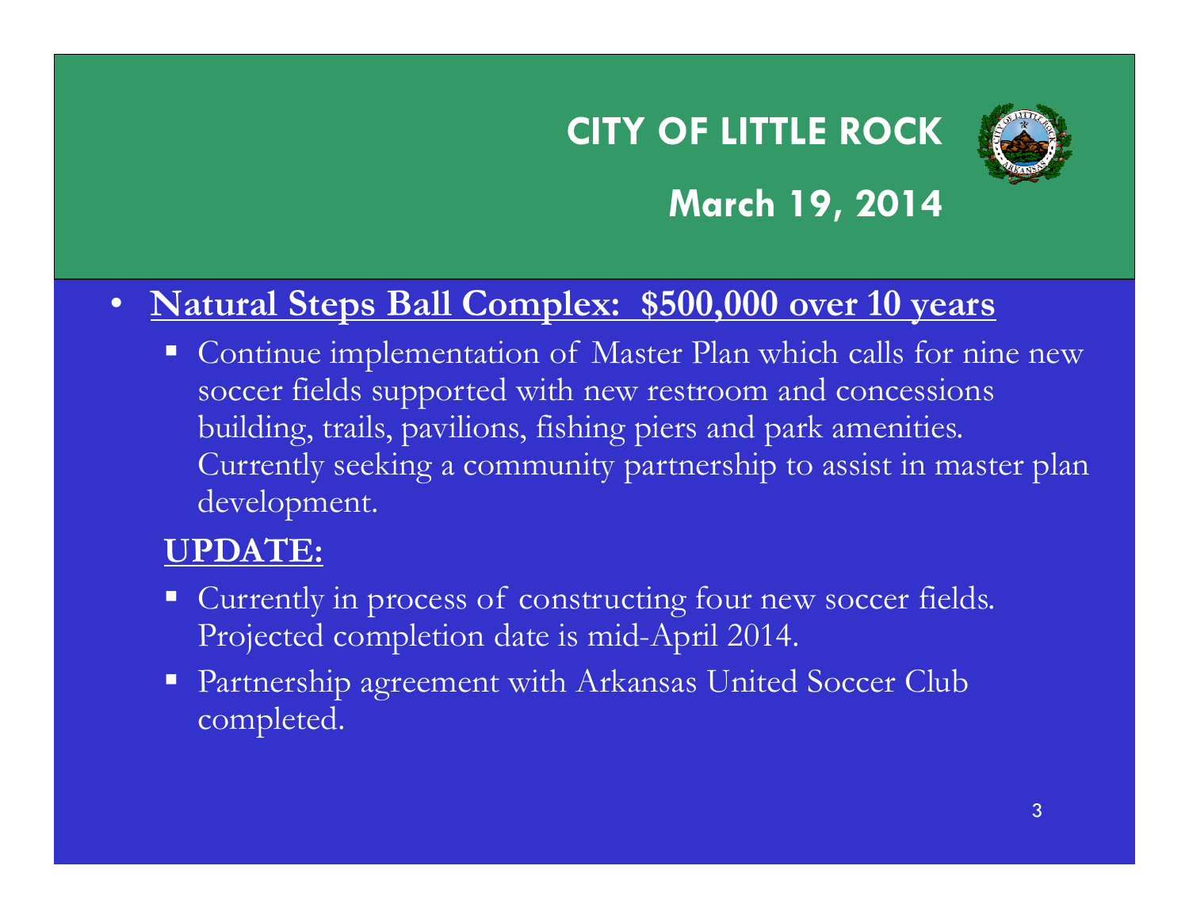# CITY OF LITTLE ROCK

## March 19, 2014

- **Natural Steps Ball Complex: $500,000 over 10 years**
  - Continue implementation of Master Plan which calls for nine new soccer fields supported with new restroom and concessions building, trails, pavilions, fishing piers and park amenities. Currently seeking a community partnership to assist in master plan development.

  **UPDATE:**

  - Currently in process of constructing four new soccer fields. Projected completion date is mid-April 2014.
  - Partnership agreement with Arkansas United Soccer Club completed.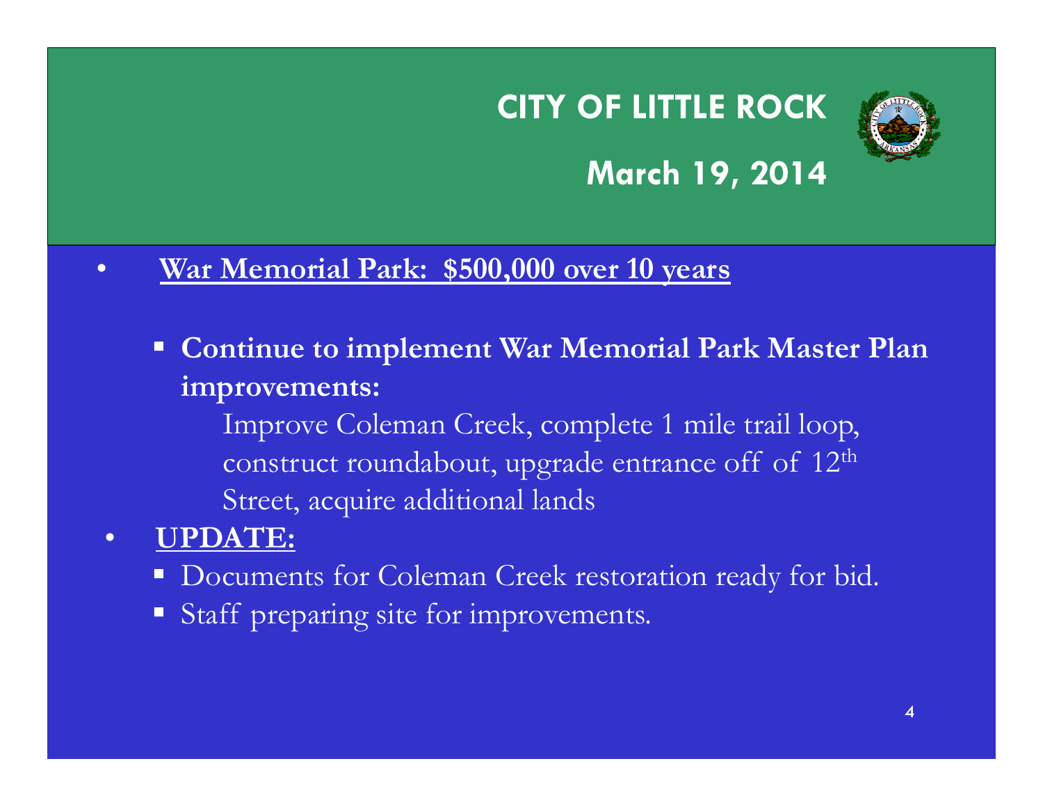## CITY OF LITTLE ROCK

## March 19, 2014

- **War Memorial Park: $500,000 over 10 years**
  - **Continue to implement War Memorial Park Master Plan improvements:**

    Improve Coleman Creek, complete 1 mile trail loop, construct roundabout, upgrade entrance off of 12th Street, acquire additional lands

- **UPDATE:**
  - Documents for Coleman Creek restoration ready for bid.
  - Staff preparing site for improvements.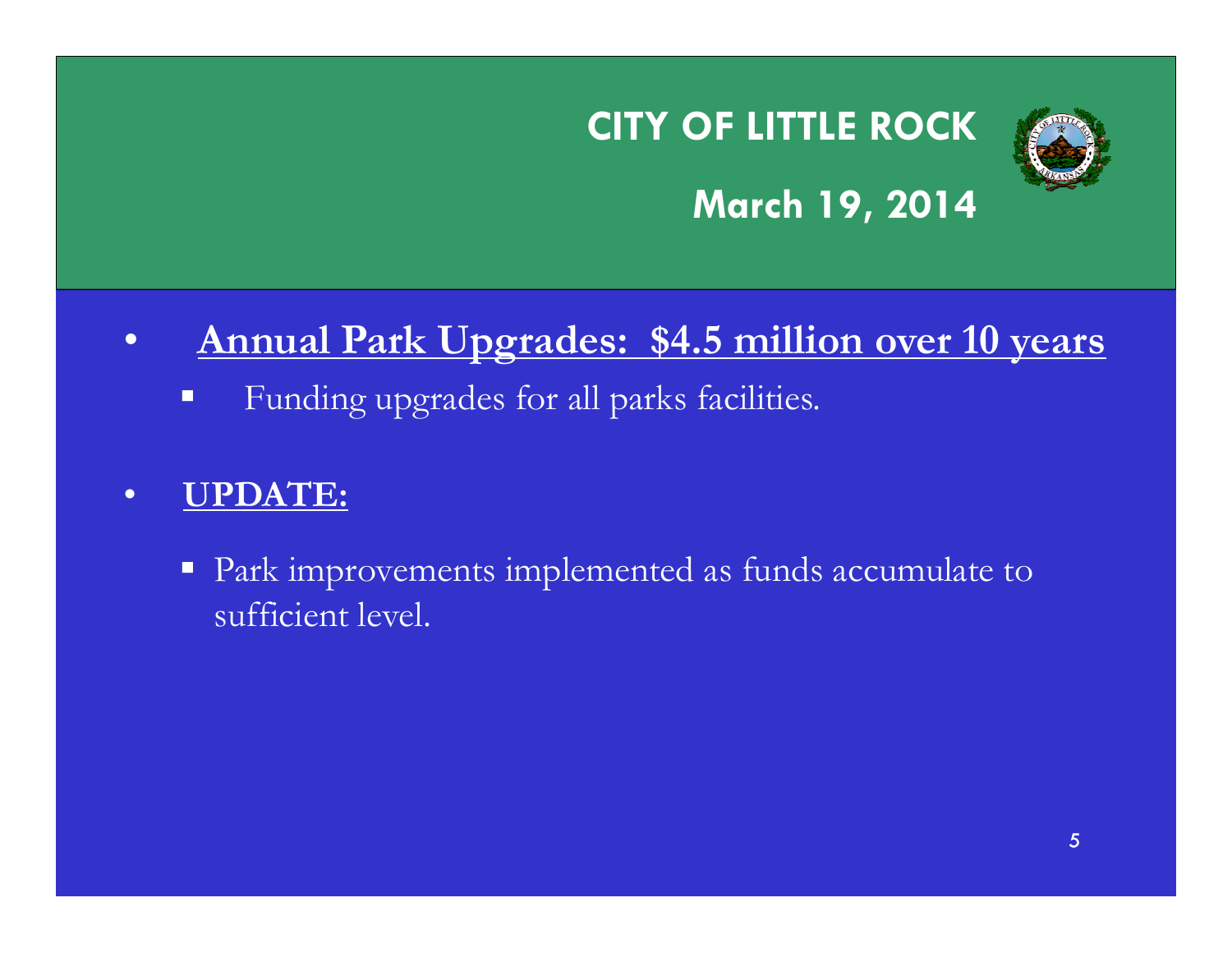# CITY OF LITTLE ROCK

## March 19, 2014

- **Annual Park Upgrades: $4.5 million over 10 years**
  - Funding upgrades for all parks facilities.

- **UPDATE:**
  - Park improvements implemented as funds accumulate to sufficient level.